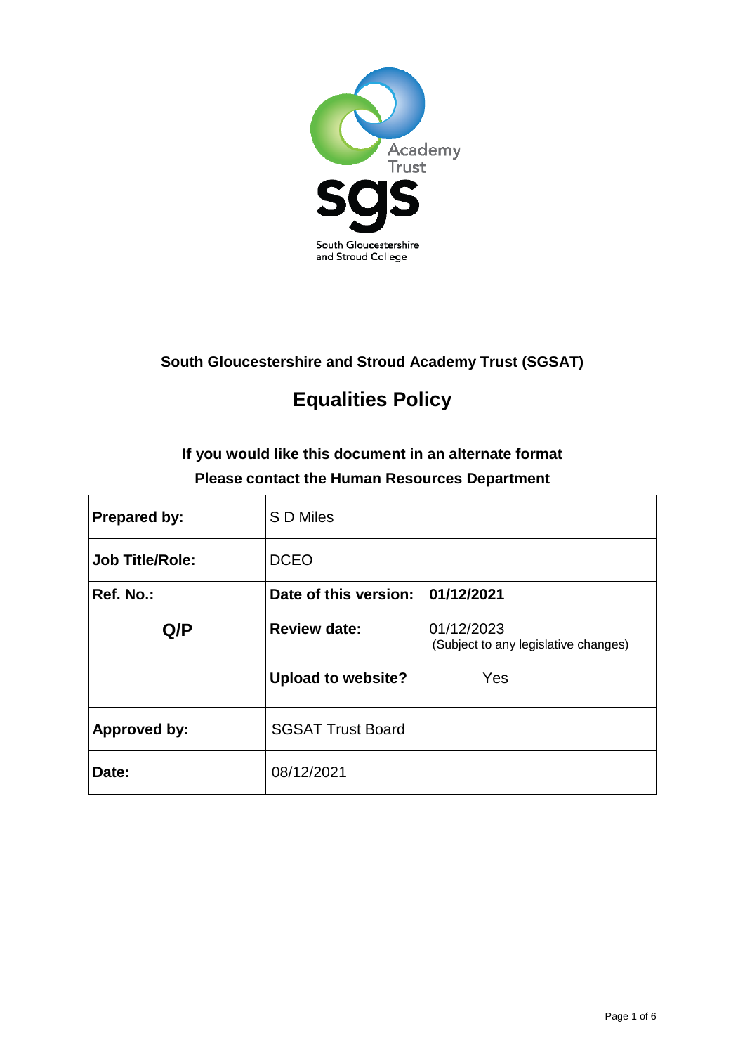Academy Trust

sgs

South Gloucestershire and Stroud College

**South Gloucestershire and Stroud Academy Trust (SGSAT)**

# Equalities Policy

**If you would like this document in an alternate format**
**Please contact the Human Resources Department**

| **Prepared by:** | S D Miles | |
|---|---|---|
| **Job Title/Role:** | DCEO | |
| **Ref. No.:** | **Date of this version:** | **01/12/2021** |
| **Q/P** | **Review date:** | 01/12/2023 (Subject to any legislative changes) |
| | **Upload to website?** | Yes |
| **Approved by:** | SGSAT Trust Board | |
| **Date:** | 08/12/2021 | |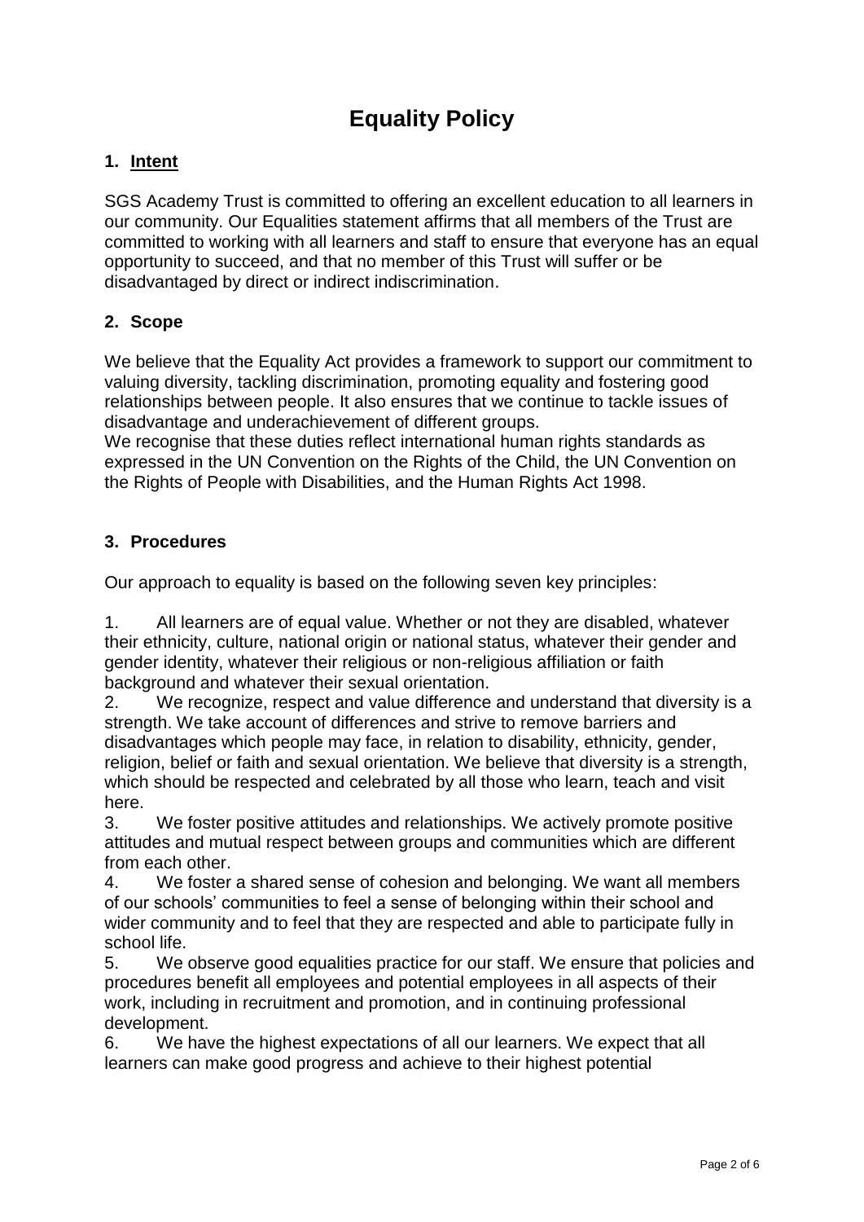# Equality Policy

## 1. Intent

SGS Academy Trust is committed to offering an excellent education to all learners in our community. Our Equalities statement affirms that all members of the Trust are committed to working with all learners and staff to ensure that everyone has an equal opportunity to succeed, and that no member of this Trust will suffer or be disadvantaged by direct or indirect indiscrimination.

## 2. Scope

We believe that the Equality Act provides a framework to support our commitment to valuing diversity, tackling discrimination, promoting equality and fostering good relationships between people. It also ensures that we continue to tackle issues of disadvantage and underachievement of different groups.
We recognise that these duties reflect international human rights standards as expressed in the UN Convention on the Rights of the Child, the UN Convention on the Rights of People with Disabilities, and the Human Rights Act 1998.

## 3. Procedures

Our approach to equality is based on the following seven key principles:

1. All learners are of equal value. Whether or not they are disabled, whatever their ethnicity, culture, national origin or national status, whatever their gender and gender identity, whatever their religious or non-religious affiliation or faith background and whatever their sexual orientation.
2. We recognize, respect and value difference and understand that diversity is a strength. We take account of differences and strive to remove barriers and disadvantages which people may face, in relation to disability, ethnicity, gender, religion, belief or faith and sexual orientation. We believe that diversity is a strength, which should be respected and celebrated by all those who learn, teach and visit here.
3. We foster positive attitudes and relationships. We actively promote positive attitudes and mutual respect between groups and communities which are different from each other.
4. We foster a shared sense of cohesion and belonging. We want all members of our schools' communities to feel a sense of belonging within their school and wider community and to feel that they are respected and able to participate fully in school life.
5. We observe good equalities practice for our staff. We ensure that policies and procedures benefit all employees and potential employees in all aspects of their work, including in recruitment and promotion, and in continuing professional development.
6. We have the highest expectations of all our learners. We expect that all learners can make good progress and achieve to their highest potential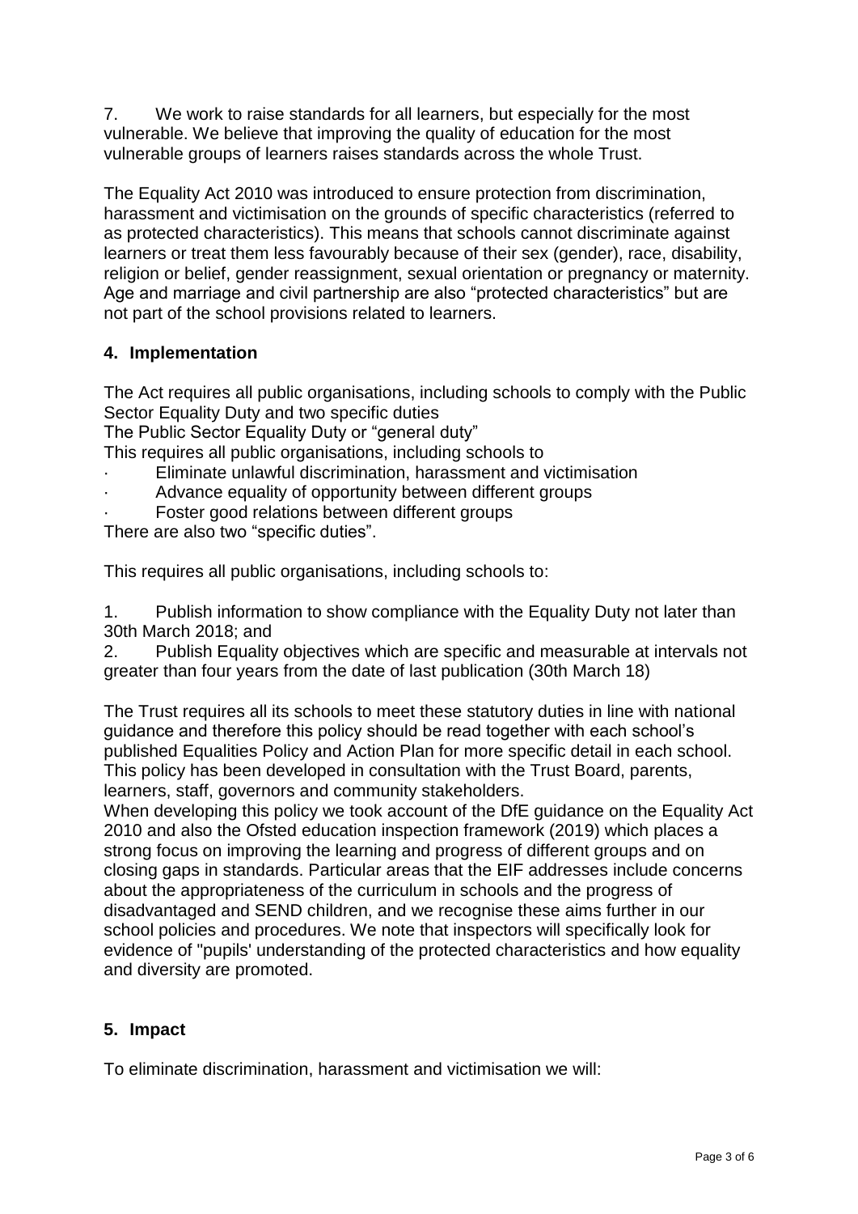7. We work to raise standards for all learners, but especially for the most vulnerable. We believe that improving the quality of education for the most vulnerable groups of learners raises standards across the whole Trust.

The Equality Act 2010 was introduced to ensure protection from discrimination, harassment and victimisation on the grounds of specific characteristics (referred to as protected characteristics). This means that schools cannot discriminate against learners or treat them less favourably because of their sex (gender), race, disability, religion or belief, gender reassignment, sexual orientation or pregnancy or maternity. Age and marriage and civil partnership are also "protected characteristics" but are not part of the school provisions related to learners.

## 4. Implementation

The Act requires all public organisations, including schools to comply with the Public Sector Equality Duty and two specific duties

The Public Sector Equality Duty or "general duty"

This requires all public organisations, including schools to

- Eliminate unlawful discrimination, harassment and victimisation
- Advance equality of opportunity between different groups
- Foster good relations between different groups

There are also two "specific duties".

This requires all public organisations, including schools to:

1. Publish information to show compliance with the Equality Duty not later than 30th March 2018; and
2. Publish Equality objectives which are specific and measurable at intervals not greater than four years from the date of last publication (30th March 18)

The Trust requires all its schools to meet these statutory duties in line with national guidance and therefore this policy should be read together with each school's published Equalities Policy and Action Plan for more specific detail in each school. This policy has been developed in consultation with the Trust Board, parents, learners, staff, governors and community stakeholders.

When developing this policy we took account of the DfE guidance on the Equality Act 2010 and also the Ofsted education inspection framework (2019) which places a strong focus on improving the learning and progress of different groups and on closing gaps in standards. Particular areas that the EIF addresses include concerns about the appropriateness of the curriculum in schools and the progress of disadvantaged and SEND children, and we recognise these aims further in our school policies and procedures. We note that inspectors will specifically look for evidence of "pupils' understanding of the protected characteristics and how equality and diversity are promoted.

## 5. Impact

To eliminate discrimination, harassment and victimisation we will: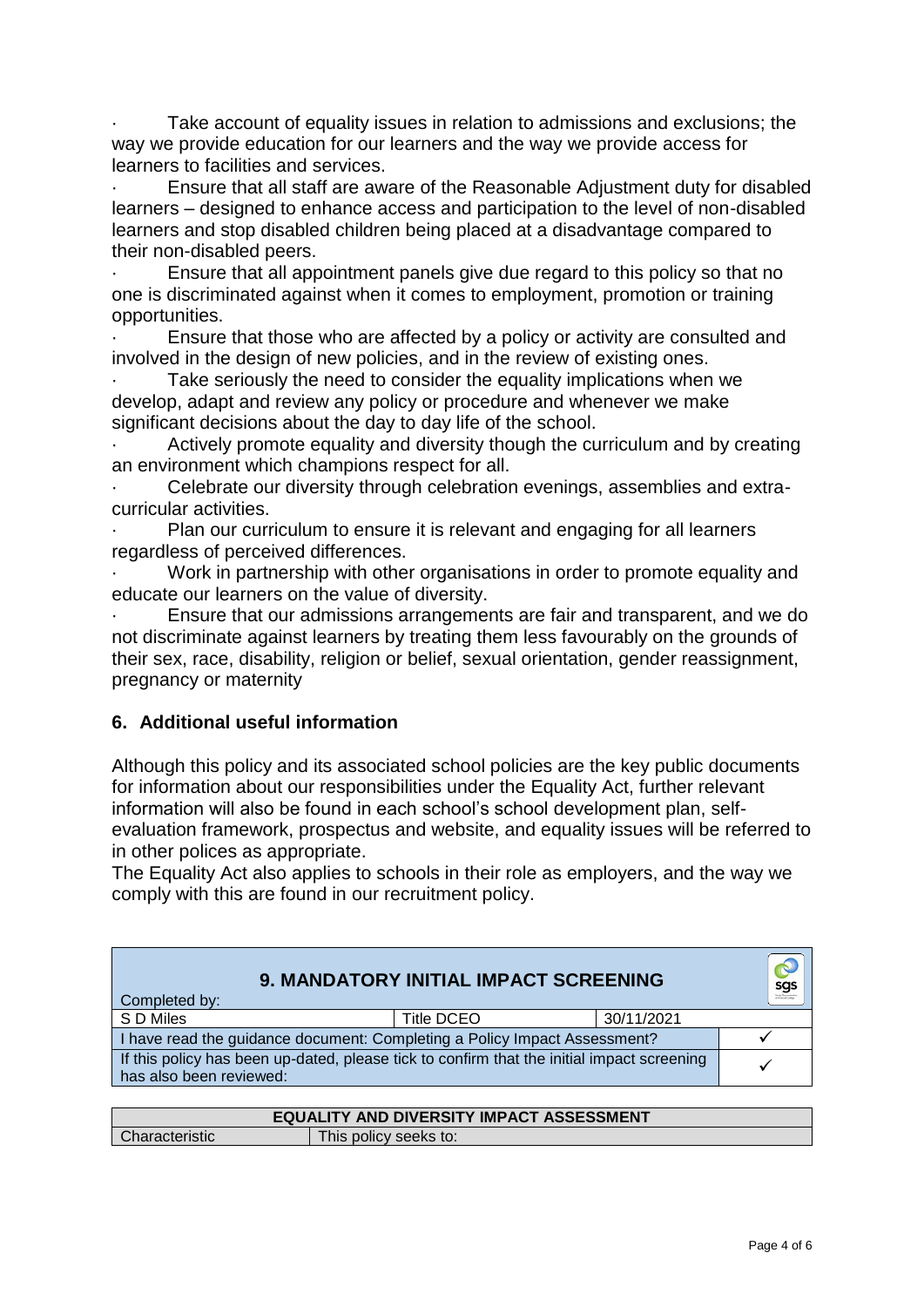- Take account of equality issues in relation to admissions and exclusions; the way we provide education for our learners and the way we provide access for learners to facilities and services.
- Ensure that all staff are aware of the Reasonable Adjustment duty for disabled learners – designed to enhance access and participation to the level of non-disabled learners and stop disabled children being placed at a disadvantage compared to their non-disabled peers.
- Ensure that all appointment panels give due regard to this policy so that no one is discriminated against when it comes to employment, promotion or training opportunities.
- Ensure that those who are affected by a policy or activity are consulted and involved in the design of new policies, and in the review of existing ones.
- Take seriously the need to consider the equality implications when we develop, adapt and review any policy or procedure and whenever we make significant decisions about the day to day life of the school.
- Actively promote equality and diversity though the curriculum and by creating an environment which champions respect for all.
- Celebrate our diversity through celebration evenings, assemblies and extra-curricular activities.
- Plan our curriculum to ensure it is relevant and engaging for all learners regardless of perceived differences.
- Work in partnership with other organisations in order to promote equality and educate our learners on the value of diversity.
- Ensure that our admissions arrangements are fair and transparent, and we do not discriminate against learners by treating them less favourably on the grounds of their sex, race, disability, religion or belief, sexual orientation, gender reassignment, pregnancy or maternity

## 6. Additional useful information

Although this policy and its associated school policies are the key public documents for information about our responsibilities under the Equality Act, further relevant information will also be found in each school's school development plan, self-evaluation framework, prospectus and website, and equality issues will be referred to in other polices as appropriate.

The Equality Act also applies to schools in their role as employers, and the way we comply with this are found in our recruitment policy.

| 9. MANDATORY INITIAL IMPACT SCREENING | | | |
|---|---|---|---|
| Completed by: | | | |
| S D Miles | Title DCEO | 30/11/2021 | |
| I have read the guidance document: Completing a Policy Impact Assessment? | | | ✓ |
| If this policy has been up-dated, please tick to confirm that the initial impact screening has also been reviewed: | | | ✓ |

| EQUALITY AND DIVERSITY IMPACT ASSESSMENT | |
|---|---|
| Characteristic | This policy seeks to: |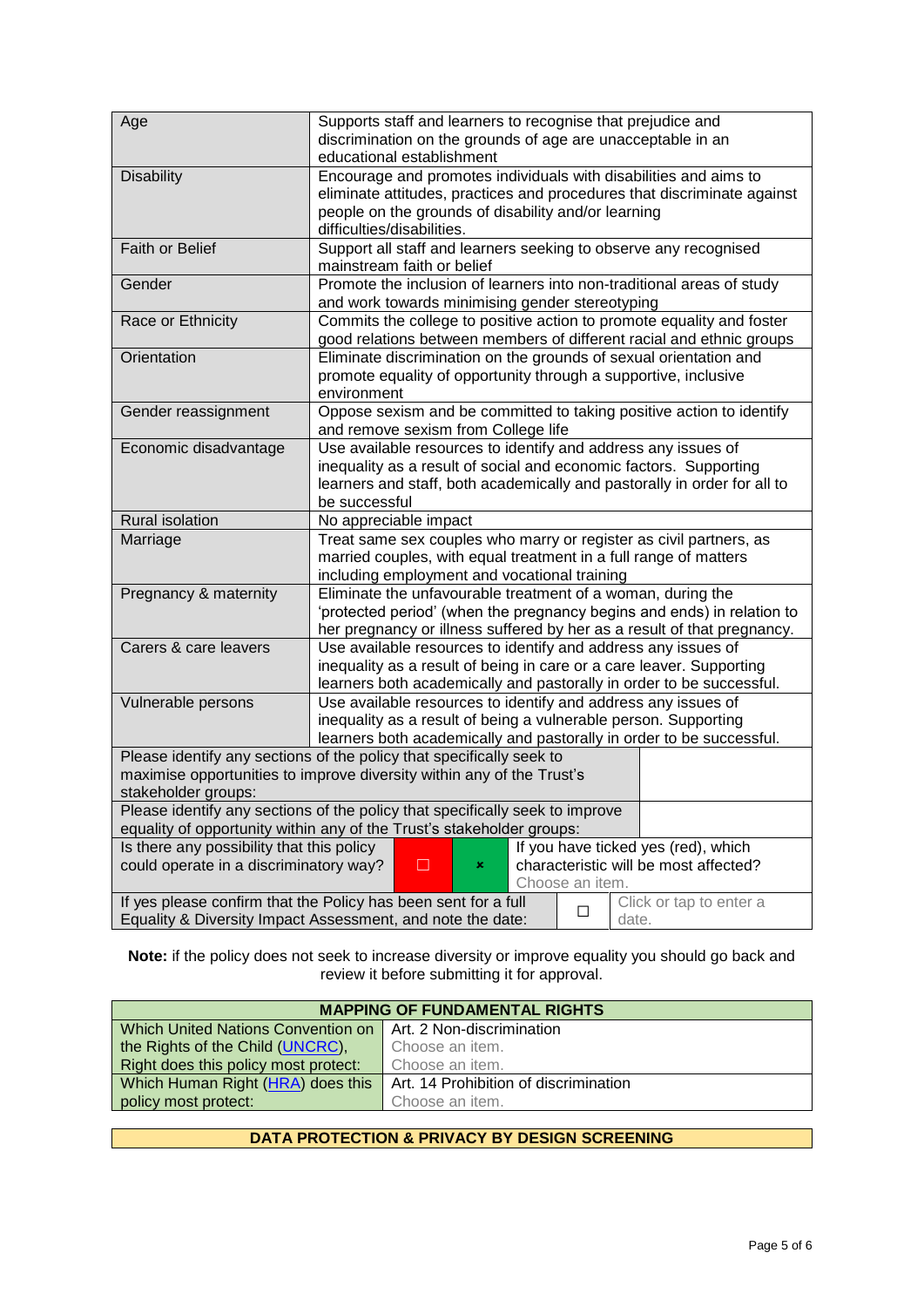| Age | Supports staff and learners to recognise that prejudice and discrimination on the grounds of age are unacceptable in an educational establishment |
|---|---|
| Disability | Encourage and promotes individuals with disabilities and aims to eliminate attitudes, practices and procedures that discriminate against people on the grounds of disability and/or learning difficulties/disabilities. |
| Faith or Belief | Support all staff and learners seeking to observe any recognised mainstream faith or belief |
| Gender | Promote the inclusion of learners into non-traditional areas of study and work towards minimising gender stereotyping |
| Race or Ethnicity | Commits the college to positive action to promote equality and foster good relations between members of different racial and ethnic groups |
| Orientation | Eliminate discrimination on the grounds of sexual orientation and promote equality of opportunity through a supportive, inclusive environment |
| Gender reassignment | Oppose sexism and be committed to taking positive action to identify and remove sexism from College life |
| Economic disadvantage | Use available resources to identify and address any issues of inequality as a result of social and economic factors. Supporting learners and staff, both academically and pastorally in order for all to be successful |
| Rural isolation | No appreciable impact |
| Marriage | Treat same sex couples who marry or register as civil partners, as married couples, with equal treatment in a full range of matters including employment and vocational training |
| Pregnancy & maternity | Eliminate the unfavourable treatment of a woman, during the 'protected period' (when the pregnancy begins and ends) in relation to her pregnancy or illness suffered by her as a result of that pregnancy. |
| Carers & care leavers | Use available resources to identify and address any issues of inequality as a result of being in care or a care leaver. Supporting learners both academically and pastorally in order to be successful. |
| Vulnerable persons | Use available resources to identify and address any issues of inequality as a result of being a vulnerable person. Supporting learners both academically and pastorally in order to be successful. |

| Please identify any sections of the policy that specifically seek to maximise opportunities to improve diversity within any of the Trust's stakeholder groups: | |
|---|---|
| Please identify any sections of the policy that specifically seek to improve equality of opportunity within any of the Trust's stakeholder groups: | |

| Is there any possibility that this policy could operate in a discriminatory way? | ☐ | ☒ | If you have ticked yes (red), which characteristic will be most affected? Choose an item. |
|---|---|---|---|
| If yes please confirm that the Policy has been sent for a full Equality & Diversity Impact Assessment, and note the date: | | ☐ | Click or tap to enter a date. |

**Note:** if the policy does not seek to increase diversity or improve equality you should go back and review it before submitting it for approval.

| MAPPING OF FUNDAMENTAL RIGHTS | |
|---|---|
| Which United Nations Convention on the Rights of the Child (UNCRC), Right does this policy most protect: | Art. 2 Non-discrimination<br>Choose an item.<br>Choose an item. |
| Which Human Right (HRA) does this policy most protect: | Art. 14 Prohibition of discrimination<br>Choose an item. |

| DATA PROTECTION & PRIVACY BY DESIGN SCREENING |
|---|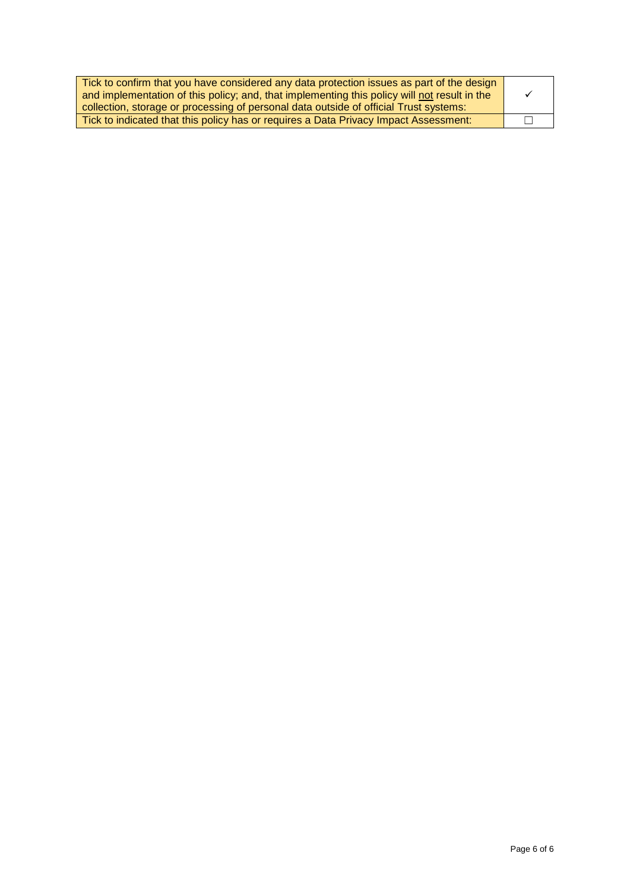| | |
|---|---|
| Tick to confirm that you have considered any data protection issues as part of the design and implementation of this policy; and, that implementing this policy will <u>not</u> result in the collection, storage or processing of personal data outside of official Trust systems: | ✓ |
| Tick to indicated that this policy has or requires a Data Privacy Impact Assessment: | ☐ |